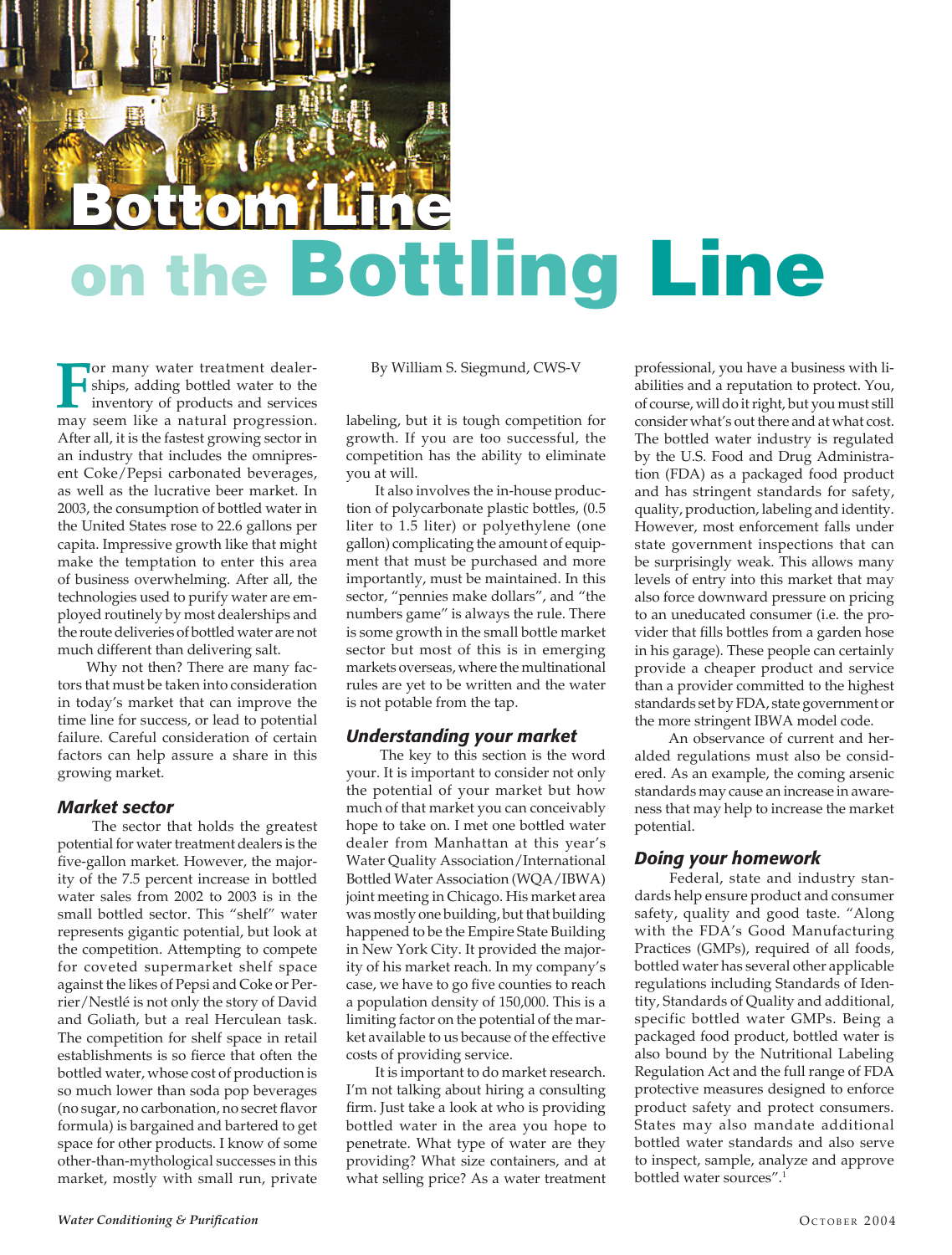# Bottom Line on the Bottling Line

By William S. Siegmund, CWS-V

For many water treatment dealerships, adding bottled water to the inventory of products and services may seem like a natural progression. After all, it is the fastest growing sector in an industry that includes the omnipresent Coke/Pepsi carbonated beverages, as well as the lucrative beer market. In 2003, the consumption of bottled water in the United States rose to 22.6 gallons per capita. Impressive growth like that might make the temptation to enter this area of business overwhelming. After all, the technologies used to purify water are employed routinely by most dealerships and the route deliveries of bottled water are not much different than delivering salt.

Why not then? There are many factors that must be taken into consideration in today's market that can improve the time line for success, or lead to potential failure. Careful consideration of certain factors can help assure a share in this growing market.

### *Market sector*

The sector that holds the greatest potential for water treatment dealers is the five-gallon market. However, the majority of the 7.5 percent increase in bottled water sales from 2002 to 2003 is in the small bottled sector. This "shelf" water represents gigantic potential, but look at the competition. Attempting to compete for coveted supermarket shelf space against the likes of Pepsi and Coke or Perrier/Nestlé is not only the story of David and Goliath, but a real Herculean task. The competition for shelf space in retail establishments is so fierce that often the bottled water, whose cost of production is so much lower than soda pop beverages (no sugar, no carbonation, no secret flavor formula) is bargained and bartered to get space for other products. I know of some other-than-mythological successes in this market, mostly with small run, private labeling, but it is tough competition for growth. If you are too successful, the competition has the ability to eliminate you at will.

It also involves the in-house production of polycarbonate plastic bottles, (0.5 liter to 1.5 liter) or polyethylene (one gallon) complicating the amount of equipment that must be purchased and more importantly, must be maintained. In this sector, "pennies make dollars", and "the numbers game" is always the rule. There is some growth in the small bottle market sector but most of this is in emerging markets overseas, where the multinational rules are yet to be written and the water is not potable from the tap.

### *Understanding your market*

The key to this section is the word your. It is important to consider not only the potential of your market but how much of that market you can conceivably hope to take on. I met one bottled water dealer from Manhattan at this year's Water Quality Association/International Bottled Water Association (WQA/IBWA) joint meeting in Chicago. His market area was mostly one building, but that building happened to be the Empire State Building in New York City. It provided the majority of his market reach. In my company's case, we have to go five counties to reach a population density of 150,000. This is a limiting factor on the potential of the market available to us because of the effective costs of providing service.

It is important to do market research. I'm not talking about hiring a consulting firm. Just take a look at who is providing bottled water in the area you hope to penetrate. What type of water are they providing? What size containers, and at what selling price? As a water treatment professional, you have a business with liabilities and a reputation to protect. You, of course, will do it right, but you must still consider what's out there and at what cost. The bottled water industry is regulated by the U.S. Food and Drug Administration (FDA) as a packaged food product and has stringent standards for safety, quality, production, labeling and identity. However, most enforcement falls under state government inspections that can be surprisingly weak. This allows many levels of entry into this market that may also force downward pressure on pricing to an uneducated consumer (i.e. the provider that fills bottles from a garden hose in his garage). These people can certainly provide a cheaper product and service than a provider committed to the highest standards set by FDA, state government or the more stringent IBWA model code.

An observance of current and heralded regulations must also be considered. As an example, the coming arsenic standards may cause an increase in awareness that may help to increase the market potential.

### *Doing your homework*

Federal, state and industry standards help ensure product and consumer safety, quality and good taste. "Along with the FDA's Good Manufacturing Practices (GMPs), required of all foods, bottled water has several other applicable regulations including Standards of Identity, Standards of Quality and additional, specific bottled water GMPs. Being a packaged food product, bottled water is also bound by the Nutritional Labeling Regulation Act and the full range of FDA protective measures designed to enforce product safety and protect consumers. States may also mandate additional bottled water standards and also serve to inspect, sample, analyze and approve bottled water sources".[1]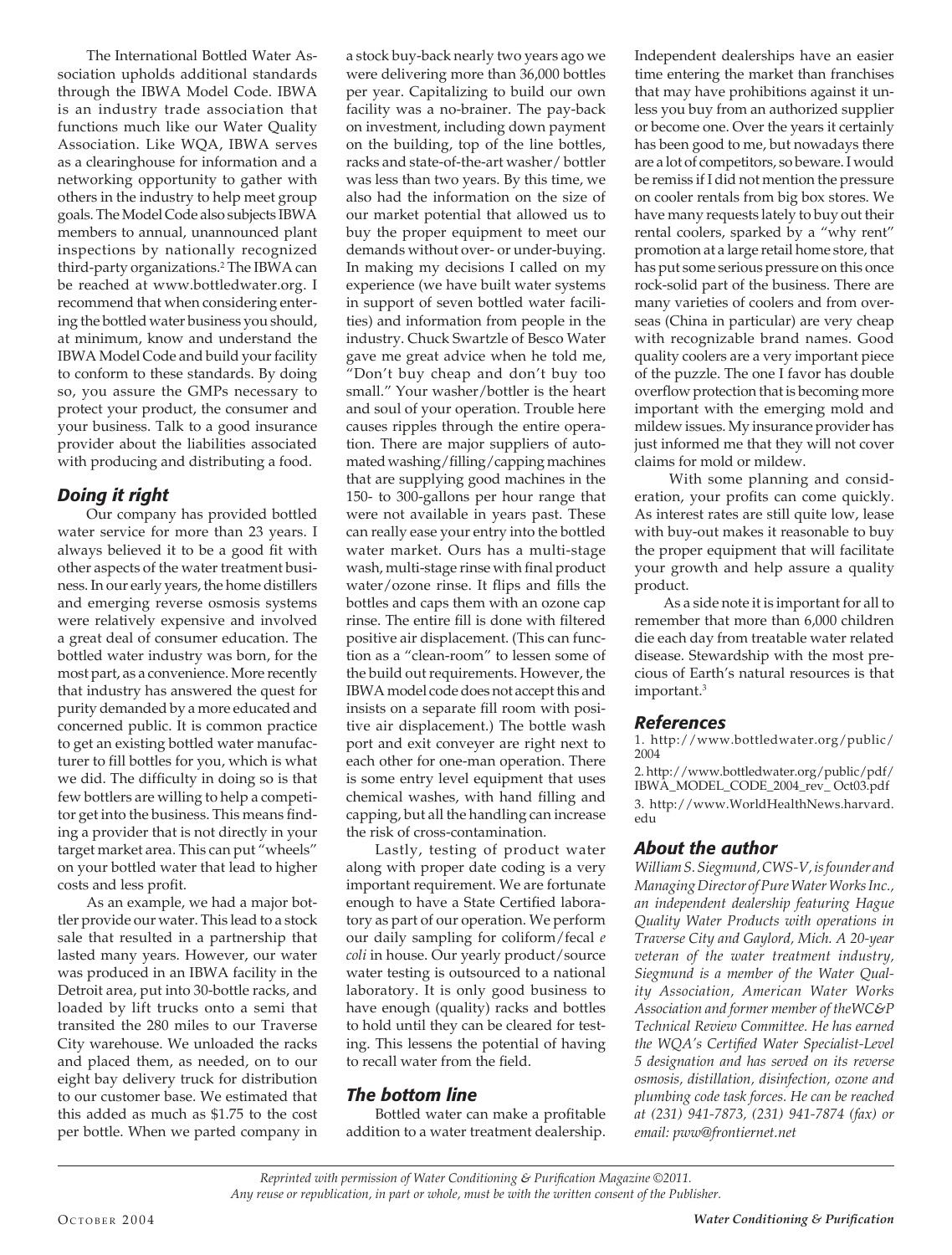The International Bottled Water Association upholds additional standards through the IBWA Model Code. IBWA is an industry trade association that functions much like our Water Quality Association. Like WQA, IBWA serves as a clearinghouse for information and a networking opportunity to gather with others in the industry to help meet group goals. The Model Code also subjects IBWA members to annual, unannounced plant inspections by nationally recognized third-party organizations.[2] The IBWA can be reached at www.bottledwater.org. I recommend that when considering entering the bottled water business you should, at minimum, know and understand the IBWA Model Code and build your facility to conform to these standards. By doing so, you assure the GMPs necessary to protect your product, the consumer and your business. Talk to a good insurance provider about the liabilities associated with producing and distributing a food.

## Doing it right

Our company has provided bottled water service for more than 23 years. I always believed it to be a good fit with other aspects of the water treatment business. In our early years, the home distillers and emerging reverse osmosis systems were relatively expensive and involved a great deal of consumer education. The bottled water industry was born, for the most part, as a convenience. More recently that industry has answered the quest for purity demanded by a more educated and concerned public. It is common practice to get an existing bottled water manufacturer to fill bottles for you, which is what we did. The difficulty in doing so is that few bottlers are willing to help a competitor get into the business. This means finding a provider that is not directly in your target market area. This can put "wheels" on your bottled water that lead to higher costs and less profit.

As an example, we had a major bottler provide our water. This lead to a stock sale that resulted in a partnership that lasted many years. However, our water was produced in an IBWA facility in the Detroit area, put into 30-bottle racks, and loaded by lift trucks onto a semi that transited the 280 miles to our Traverse City warehouse. We unloaded the racks and placed them, as needed, on to our eight bay delivery truck for distribution to our customer base. We estimated that this added as much as $1.75 to the cost per bottle. When we parted company in a stock buy-back nearly two years ago we were delivering more than 36,000 bottles per year. Capitalizing to build our own facility was a no-brainer. The pay-back on investment, including down payment on the building, top of the line bottles, racks and state-of-the-art washer/ bottler was less than two years. By this time, we also had the information on the size of our market potential that allowed us to buy the proper equipment to meet our demands without over- or under-buying. In making my decisions I called on my experience (we have built water systems in support of seven bottled water facilities) and information from people in the industry. Chuck Swartzle of Besco Water gave me great advice when he told me, "Don't buy cheap and don't buy too small." Your washer/bottler is the heart and soul of your operation. Trouble here causes ripples through the entire operation. There are major suppliers of automated washing/filling/capping machines that are supplying good machines in the 150- to 300-gallons per hour range that were not available in years past. These can really ease your entry into the bottled water market. Ours has a multi-stage wash, multi-stage rinse with final product water/ozone rinse. It flips and fills the bottles and caps them with an ozone cap rinse. The entire fill is done with filtered positive air displacement. (This can function as a "clean-room" to lessen some of the build out requirements. However, the IBWA model code does not accept this and insists on a separate fill room with positive air displacement.) The bottle wash port and exit conveyer are right next to each other for one-man operation. There is some entry level equipment that uses chemical washes, with hand filling and capping, but all the handling can increase the risk of cross-contamination.

Lastly, testing of product water along with proper date coding is a very important requirement. We are fortunate enough to have a State Certified laboratory as part of our operation. We perform our daily sampling for coliform/fecal *e coli* in house. Our yearly product/source water testing is outsourced to a national laboratory. It is only good business to have enough (quality) racks and bottles to hold until they can be cleared for testing. This lessens the potential of having to recall water from the field.

## The bottom line

Bottled water can make a profitable addition to a water treatment dealership. Independent dealerships have an easier time entering the market than franchises that may have prohibitions against it unless you buy from an authorized supplier or become one. Over the years it certainly has been good to me, but nowadays there are a lot of competitors, so beware. I would be remiss if I did not mention the pressure on cooler rentals from big box stores. We have many requests lately to buy out their rental coolers, sparked by a "why rent" promotion at a large retail home store, that has put some serious pressure on this once rock-solid part of the business. There are many varieties of coolers and from overseas (China in particular) are very cheap with recognizable brand names. Good quality coolers are a very important piece of the puzzle. The one I favor has double overflow protection that is becoming more important with the emerging mold and mildew issues. My insurance provider has just informed me that they will not cover claims for mold or mildew.

With some planning and consideration, your profits can come quickly. As interest rates are still quite low, lease with buy-out makes it reasonable to buy the proper equipment that will facilitate your growth and help assure a quality product.

As a side note it is important for all to remember that more than 6,000 children die each day from treatable water related disease. Stewardship with the most precious of Earth's natural resources is that important.[3]

## References

1. http://www.bottledwater.org/public/2004
2. http://www.bottledwater.org/public/pdf/IBWA_MODEL_CODE_2004_rev_ Oct03.pdf
3. http://www.WorldHealthNews.harvard.edu

## About the author

*William S. Siegmund, CWS-V, is founder and Managing Director of Pure Water Works Inc., an independent dealership featuring Hague Quality Water Products with operations in Traverse City and Gaylord, Mich. A 20-year veteran of the water treatment industry, Siegmund is a member of the Water Quality Association, American Water Works Association and former member of theWC&P Technical Review Committee. He has earned the WQA's Certified Water Specialist-Level 5 designation and has served on its reverse osmosis, distillation, disinfection, ozone and plumbing code task forces. He can be reached at (231) 941-7873, (231) 941-7874 (fax) or email: pww@frontiernet.net*

*Reprinted with permission of Water Conditioning & Purification Magazine ©2011. Any reuse or republication, in part or whole, must be with the written consent of the Publisher.*